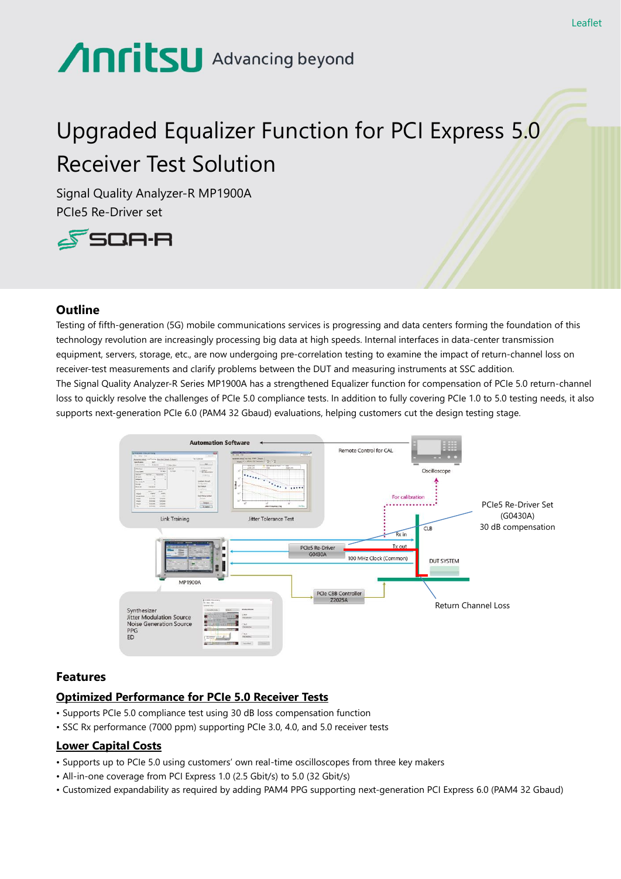Leaflet

Anritsu Advancing beyond

# Upgraded Equalizer Function for PCI Express 5.0 Receiver Test Solution

Signal Quality Analyzer-R MP1900A
PCIe5 Re-Driver set

SQA-R

## Outline

Testing of fifth-generation (5G) mobile communications services is progressing and data centers forming the foundation of this technology revolution are increasingly processing big data at high speeds. Internal interfaces in data-center transmission equipment, servers, storage, etc., are now undergoing pre-correlation testing to examine the impact of return-channel loss on receiver-test measurements and clarify problems between the DUT and measuring instruments at SSC addition.

The Signal Quality Analyzer-R Series MP1900A has a strengthened Equalizer function for compensation of PCIe 5.0 return-channel loss to quickly resolve the challenges of PCIe 5.0 compliance tests. In addition to fully covering PCIe 1.0 to 5.0 testing needs, it also supports next-generation PCIe 6.0 (PAM4 32 Gbaud) evaluations, helping customers cut the design testing stage.

Automation Software

Link Training

Jitter Tolerance Test

Remote Control for CAL

Oscilloscope

For calibration

PCIe5 Re-Driver Set (G0430A) 30 dB compensation

CLB

Rx in

Tx out

PCIe5 Re-Driver G0430A

100 MHz Clock (Common)

DUT SYSTEM

MP1900A

PCIe CBB Controller Z2025A

Return Channel Loss

Synthesizer
Jitter Modulation Source
Noise Generation Source
PPG
ED

## Features

### Optimized Performance for PCIe 5.0 Receiver Tests

- Supports PCIe 5.0 compliance test using 30 dB loss compensation function
- SSC Rx performance (7000 ppm) supporting PCIe 3.0, 4.0, and 5.0 receiver tests

### Lower Capital Costs

- Supports up to PCIe 5.0 using customers' own real-time oscilloscopes from three key makers
- All-in-one coverage from PCI Express 1.0 (2.5 Gbit/s) to 5.0 (32 Gbit/s)
- Customized expandability as required by adding PAM4 PPG supporting next-generation PCI Express 6.0 (PAM4 32 Gbaud)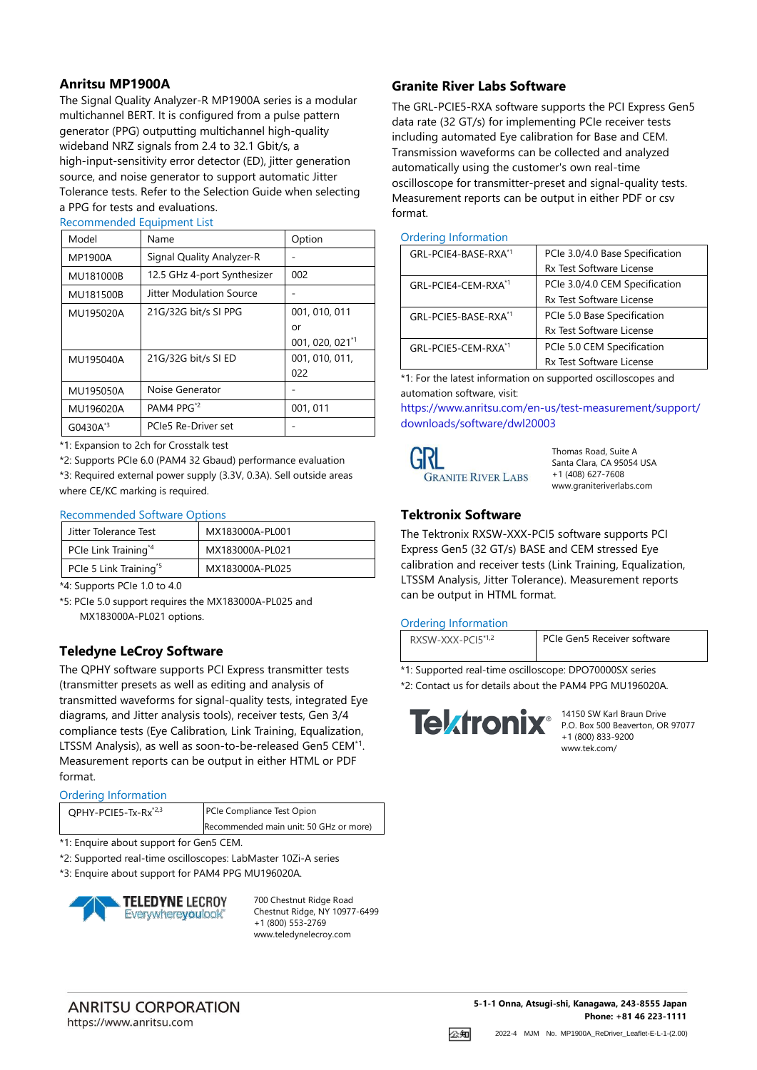## Anritsu MP1900A

The Signal Quality Analyzer-R MP1900A series is a modular multichannel BERT. It is configured from a pulse pattern generator (PPG) outputting multichannel high-quality wideband NRZ signals from 2.4 to 32.1 Gbit/s, a high-input-sensitivity error detector (ED), jitter generation source, and noise generator to support automatic Jitter Tolerance tests. Refer to the Selection Guide when selecting a PPG for tests and evaluations.

Recommended Equipment List

| Model | Name | Option |
|---|---|---|
| MP1900A | Signal Quality Analyzer-R | - |
| MU181000B | 12.5 GHz 4-port Synthesizer | 002 |
| MU181500B | Jitter Modulation Source | - |
| MU195020A | 21G/32G bit/s SI PPG | 001, 010, 011 or 001, 020, 021[*1] |
| MU195040A | 21G/32G bit/s SI ED | 001, 010, 011, 022 |
| MU195050A | Noise Generator | - |
| MU196020A | PAM4 PPG[*2] | 001, 011 |
| G0430A[*3] | PCIe5 Re-Driver set | - |

*1: Expansion to 2ch for Crosstalk test

*2: Supports PCIe 6.0 (PAM4 32 Gbaud) performance evaluation

*3: Required external power supply (3.3V, 0.3A). Sell outside areas where CE/KC marking is required.

Recommended Software Options

| | |
|---|---|
| Jitter Tolerance Test | MX183000A-PL001 |
| PCIe Link Training[*4] | MX183000A-PL021 |
| PCIe 5 Link Training[*5] | MX183000A-PL025 |

*4: Supports PCIe 1.0 to 4.0

*5: PCIe 5.0 support requires the MX183000A-PL025 and MX183000A-PL021 options.

## Teledyne LeCroy Software

The QPHY software supports PCI Express transmitter tests (transmitter presets as well as editing and analysis of transmitted waveforms for signal-quality tests, integrated Eye diagrams, and Jitter analysis tools), receiver tests, Gen 3/4 compliance tests (Eye Calibration, Link Training, Equalization, LTSSM Analysis), as well as soon-to-be-released Gen5 CEM[*1]. Measurement reports can be output in either HTML or PDF format.

Ordering Information

| | |
|---|---|
| QPHY-PCIE5-Tx-Rx[*2,3] | PCIe Compliance Test Opion<br>Recommended main unit: 50 GHz or more) |

*1: Enquire about support for Gen5 CEM.

*2: Supported real-time oscilloscopes: LabMaster 10Zi-A series

*3: Enquire about support for PAM4 PPG MU196020A.

TELEDYNE LECROY
Everywhereyoulook™

700 Chestnut Ridge Road
Chestnut Ridge, NY 10977-6499
+1 (800) 553-2769
www.teledynelecroy.com

## Granite River Labs Software

The GRL-PCIE5-RXA software supports the PCI Express Gen5 data rate (32 GT/s) for implementing PCIe receiver tests including automated Eye calibration for Base and CEM. Transmission waveforms can be collected and analyzed automatically using the customer's own real-time oscilloscope for transmitter-preset and signal-quality tests. Measurement reports can be output in either PDF or csv format.

Ordering Information

| | |
|---|---|
| GRL-PCIE4-BASE-RXA[*1] | PCIe 3.0/4.0 Base Specification Rx Test Software License |
| GRL-PCIE4-CEM-RXA[*1] | PCIe 3.0/4.0 CEM Specification Rx Test Software License |
| GRL-PCIE5-BASE-RXA[*1] | PCIe 5.0 Base Specification Rx Test Software License |
| GRL-PCIE5-CEM-RXA[*1] | PCIe 5.0 CEM Specification Rx Test Software License |

*1: For the latest information on supported oscilloscopes and automation software, visit:
https://www.anritsu.com/en-us/test-measurement/support/downloads/software/dwl20003

GRL
GRANITE RIVER LABS

Thomas Road, Suite A
Santa Clara, CA 95054 USA
+1 (408) 627-7608
www.graniteriverlabs.com

## Tektronix Software

The Tektronix RXSW-XXX-PCI5 software supports PCI Express Gen5 (32 GT/s) BASE and CEM stressed Eye calibration and receiver tests (Link Training, Equalization, LTSSM Analysis, Jitter Tolerance). Measurement reports can be output in HTML format.

Ordering Information

| | |
|---|---|
| RXSW-XXX-PCI5[*1,2] | PCIe Gen5 Receiver software |

*1: Supported real-time oscilloscope: DPO70000SX series

*2: Contact us for details about the PAM4 PPG MU196020A.

Tektronix®

14150 SW Karl Braun Drive
P.O. Box 500 Beaverton, OR 97077
+1 (800) 833-9200
www.tek.com/

ANRITSU CORPORATION
https://www.anritsu.com

5-1-1 Onna, Atsugi-shi, Kanagawa, 243-8555 Japan
Phone: +81 46 223-1111

公知 2022-4 MJM No. MP1900A_ReDriver_Leaflet-E-L-1-(2.00)